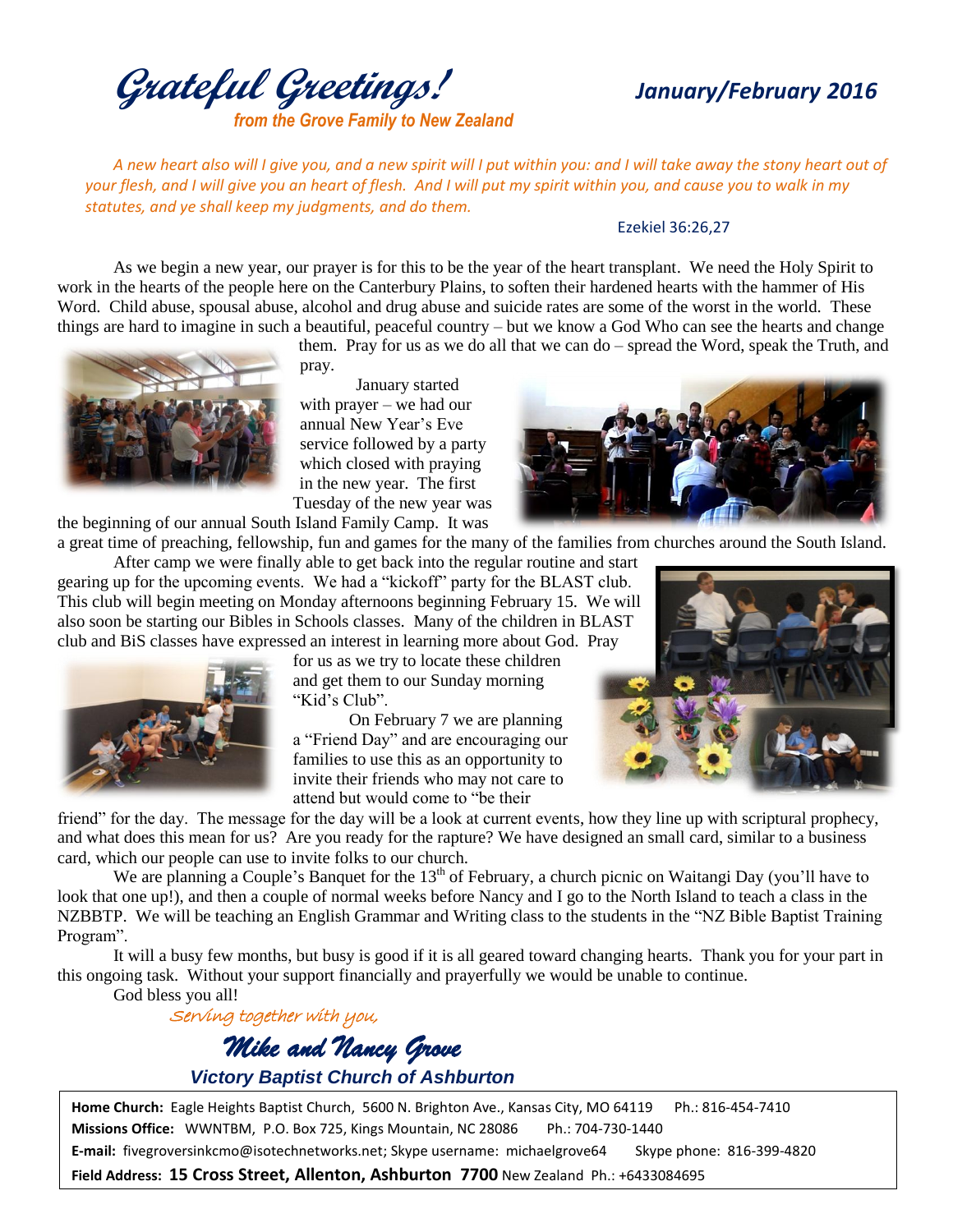# *Grateful Greetings!*

***from the Grove Family to New Zealand***

***January/February 2016***

*A new heart also will I give you, and a new spirit will I put within you: and I will take away the stony heart out of your flesh, and I will give you an heart of flesh. And I will put my spirit within you, and cause you to walk in my statutes, and ye shall keep my judgments, and do them.*

Ezekiel 36:26,27

As we begin a new year, our prayer is for this to be the year of the heart transplant. We need the Holy Spirit to work in the hearts of the people here on the Canterbury Plains, to soften their hardened hearts with the hammer of His Word. Child abuse, spousal abuse, alcohol and drug abuse and suicide rates are some of the worst in the world. These things are hard to imagine in such a beautiful, peaceful country – but we know a God Who can see the hearts and change them. Pray for us as we do all that we can do – spread the Word, speak the Truth, and pray.

January started with prayer – we had our annual New Year's Eve service followed by a party which closed with praying in the new year. The first Tuesday of the new year was the beginning of our annual South Island Family Camp. It was a great time of preaching, fellowship, fun and games for the many of the families from churches around the South Island.

After camp we were finally able to get back into the regular routine and start gearing up for the upcoming events. We had a "kickoff" party for the BLAST club. This club will begin meeting on Monday afternoons beginning February 15. We will also soon be starting our Bibles in Schools classes. Many of the children in BLAST club and BiS classes have expressed an interest in learning more about God. Pray for us as we try to locate these children and get them to our Sunday morning "Kid's Club".

On February 7 we are planning a "Friend Day" and are encouraging our families to use this as an opportunity to invite their friends who may not care to attend but would come to "be their friend" for the day. The message for the day will be a look at current events, how they line up with scriptural prophecy, and what does this mean for us? Are you ready for the rapture? We have designed an small card, similar to a business card, which our people can use to invite folks to our church.

We are planning a Couple's Banquet for the 13th of February, a church picnic on Waitangi Day (you'll have to look that one up!), and then a couple of normal weeks before Nancy and I go to the North Island to teach a class in the NZBBTP. We will be teaching an English Grammar and Writing class to the students in the "NZ Bible Baptist Training Program".

It will a busy few months, but busy is good if it is all geared toward changing hearts. Thank you for your part in this ongoing task. Without your support financially and prayerfully we would be unable to continue.

God bless you all!

*Serving together with you,*

***Mike and Nancy Grove***

***Victory Baptist Church of Ashburton***

**Home Church:** Eagle Heights Baptist Church, 5600 N. Brighton Ave., Kansas City, MO 64119 Ph.: 816-454-7410
**Missions Office:** WWNTBM, P.O. Box 725, Kings Mountain, NC 28086 Ph.: 704-730-1440
**E-mail:** fivegroversinkcmo@isotechnetworks.net; Skype username: michaelgrove64 Skype phone: 816-399-4820
**Field Address: 15 Cross Street, Allenton, Ashburton 7700** New Zealand Ph.: +6433084695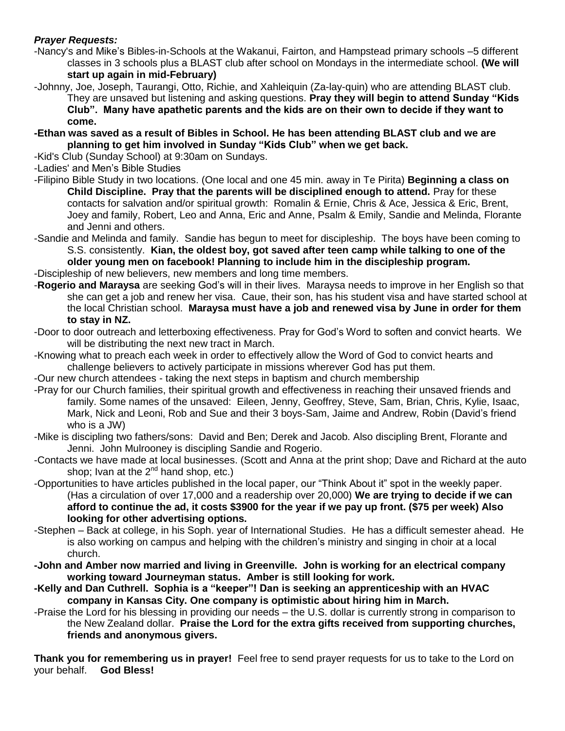***Prayer Requests:***

-Nancy's and Mike's Bibles-in-Schools at the Wakanui, Fairton, and Hampstead primary schools –5 different classes in 3 schools plus a BLAST club after school on Mondays in the intermediate school. **(We will start up again in mid-February)**

-Johnny, Joe, Joseph, Taurangi, Otto, Richie, and Xahleiquin (Za-lay-quin) who are attending BLAST club. They are unsaved but listening and asking questions. **Pray they will begin to attend Sunday "Kids Club". Many have apathetic parents and the kids are on their own to decide if they want to come.**

**-Ethan was saved as a result of Bibles in School. He has been attending BLAST club and we are planning to get him involved in Sunday "Kids Club" when we get back.**

-Kid's Club (Sunday School) at 9:30am on Sundays.

-Ladies' and Men's Bible Studies

-Filipino Bible Study in two locations. (One local and one 45 min. away in Te Pirita) **Beginning a class on Child Discipline. Pray that the parents will be disciplined enough to attend.** Pray for these contacts for salvation and/or spiritual growth: Romalin & Ernie, Chris & Ace, Jessica & Eric, Brent, Joey and family, Robert, Leo and Anna, Eric and Anne, Psalm & Emily, Sandie and Melinda, Florante and Jenni and others.

-Sandie and Melinda and family. Sandie has begun to meet for discipleship. The boys have been coming to S.S. consistently. **Kian, the oldest boy, got saved after teen camp while talking to one of the older young men on facebook! Planning to include him in the discipleship program.**

-Discipleship of new believers, new members and long time members.

-**Rogerio and Maraysa** are seeking God's will in their lives. Maraysa needs to improve in her English so that she can get a job and renew her visa. Caue, their son, has his student visa and have started school at the local Christian school. **Maraysa must have a job and renewed visa by June in order for them to stay in NZ.**

-Door to door outreach and letterboxing effectiveness. Pray for God's Word to soften and convict hearts. We will be distributing the next new tract in March.

-Knowing what to preach each week in order to effectively allow the Word of God to convict hearts and challenge believers to actively participate in missions wherever God has put them.

-Our new church attendees - taking the next steps in baptism and church membership

-Pray for our Church families, their spiritual growth and effectiveness in reaching their unsaved friends and family. Some names of the unsaved: Eileen, Jenny, Geoffrey, Steve, Sam, Brian, Chris, Kylie, Isaac, Mark, Nick and Leoni, Rob and Sue and their 3 boys-Sam, Jaime and Andrew, Robin (David's friend who is a JW)

-Mike is discipling two fathers/sons: David and Ben; Derek and Jacob. Also discipling Brent, Florante and Jenni. John Mulrooney is discipling Sandie and Rogerio.

-Contacts we have made at local businesses. (Scott and Anna at the print shop; Dave and Richard at the auto shop; Ivan at the 2nd hand shop, etc.)

-Opportunities to have articles published in the local paper, our "Think About it" spot in the weekly paper. (Has a circulation of over 17,000 and a readership over 20,000) **We are trying to decide if we can afford to continue the ad, it costs $3900 for the year if we pay up front. ($75 per week) Also looking for other advertising options.**

-Stephen – Back at college, in his Soph. year of International Studies. He has a difficult semester ahead. He is also working on campus and helping with the children's ministry and singing in choir at a local church.

**-John and Amber now married and living in Greenville. John is working for an electrical company working toward Journeyman status. Amber is still looking for work.**

**-Kelly and Dan Cuthrell. Sophia is a "keeper"! Dan is seeking an apprenticeship with an HVAC company in Kansas City. One company is optimistic about hiring him in March.**

-Praise the Lord for his blessing in providing our needs – the U.S. dollar is currently strong in comparison to the New Zealand dollar. **Praise the Lord for the extra gifts received from supporting churches, friends and anonymous givers.**

**Thank you for remembering us in prayer!** Feel free to send prayer requests for us to take to the Lord on your behalf. **God Bless!**